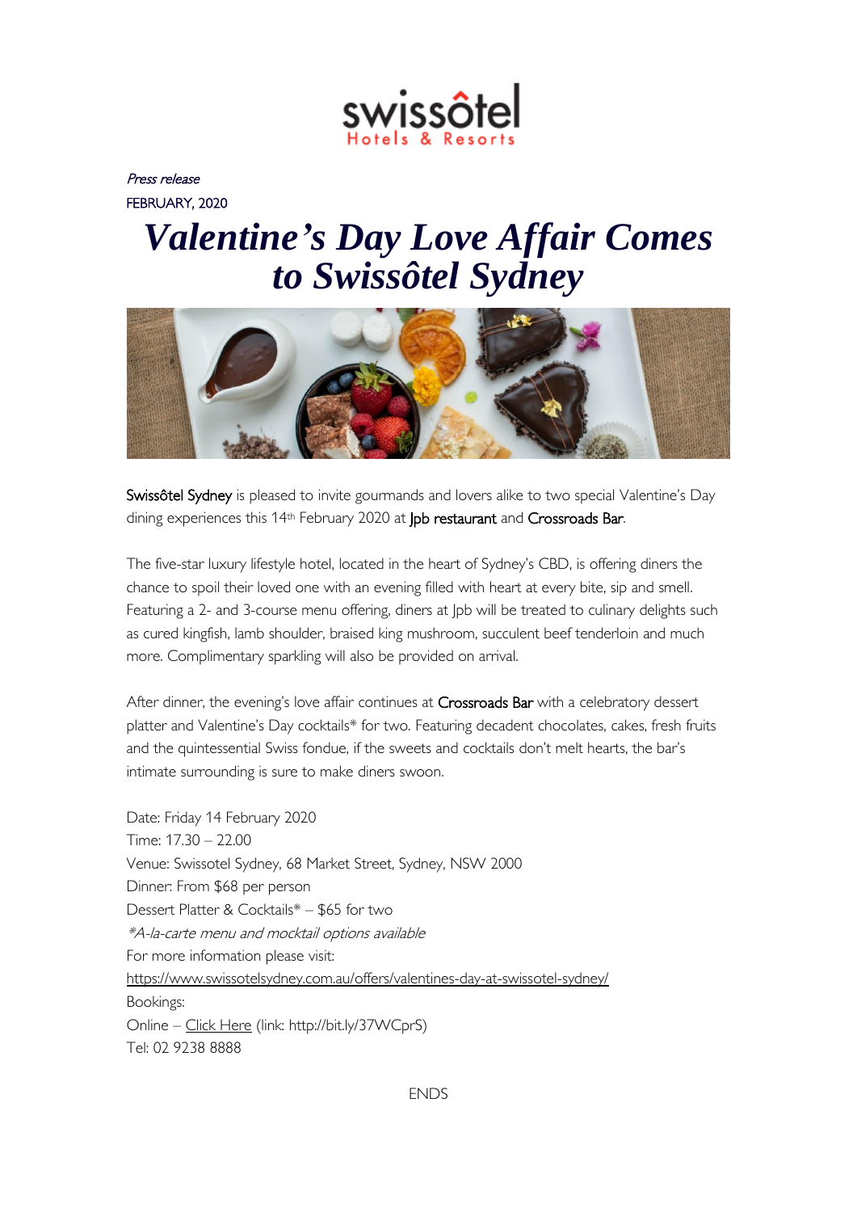swissôtel
Hotels & Resorts

*Press release*

FEBRUARY, 2020

# *Valentine's Day Love Affair Comes to Swissôtel Sydney*

Swissôtel Sydney is pleased to invite gourmands and lovers alike to two special Valentine's Day dining experiences this 14th February 2020 at Jpb restaurant and Crossroads Bar.

The five-star luxury lifestyle hotel, located in the heart of Sydney's CBD, is offering diners the chance to spoil their loved one with an evening filled with heart at every bite, sip and smell. Featuring a 2- and 3-course menu offering, diners at Jpb will be treated to culinary delights such as cured kingfish, lamb shoulder, braised king mushroom, succulent beef tenderloin and much more. Complimentary sparkling will also be provided on arrival.

After dinner, the evening's love affair continues at Crossroads Bar with a celebratory dessert platter and Valentine's Day cocktails* for two. Featuring decadent chocolates, cakes, fresh fruits and the quintessential Swiss fondue, if the sweets and cocktails don't melt hearts, the bar's intimate surrounding is sure to make diners swoon.

Date: Friday 14 February 2020
Time: 17.30 – 22.00
Venue: Swissotel Sydney, 68 Market Street, Sydney, NSW 2000
Dinner: From $68 per person
Dessert Platter & Cocktails* – $65 for two
*\*A-la-carte menu and mocktail options available*
For more information please visit:
https://www.swissotelsydney.com.au/offers/valentines-day-at-swissotel-sydney/
Bookings:
Online – Click Here (link: http://bit.ly/37WCprS)
Tel: 02 9238 8888

ENDS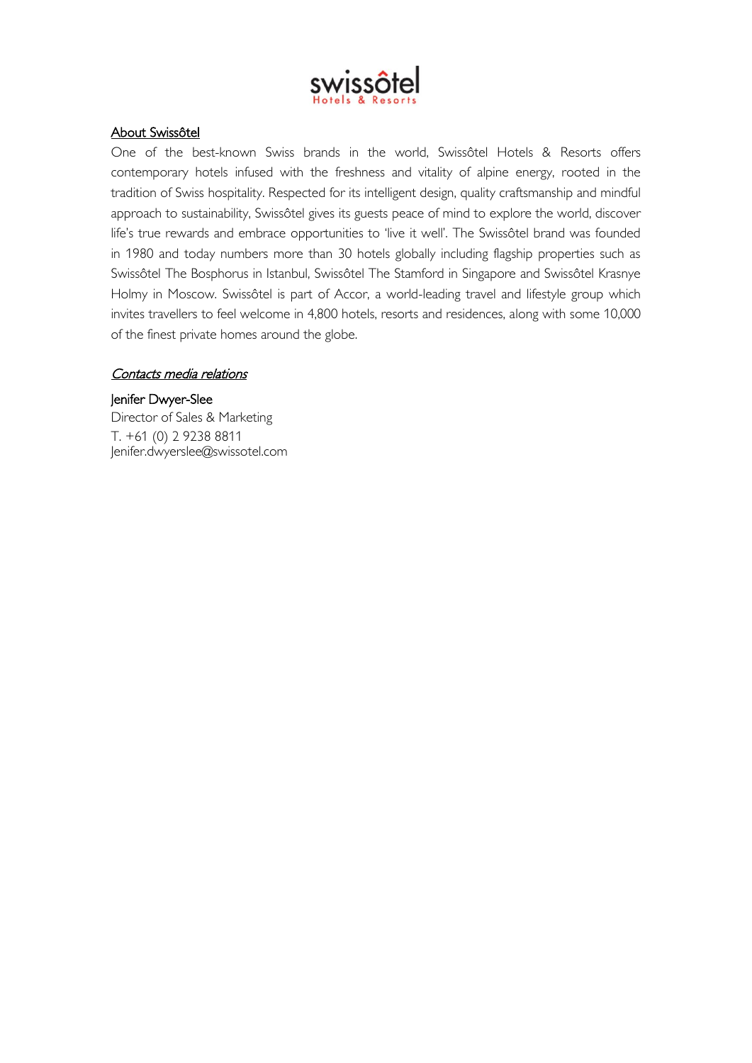swissôtel
Hotels & Resorts

## About Swissôtel

One of the best-known Swiss brands in the world, Swissôtel Hotels & Resorts offers contemporary hotels infused with the freshness and vitality of alpine energy, rooted in the tradition of Swiss hospitality. Respected for its intelligent design, quality craftsmanship and mindful approach to sustainability, Swissôtel gives its guests peace of mind to explore the world, discover life's true rewards and embrace opportunities to 'live it well'. The Swissôtel brand was founded in 1980 and today numbers more than 30 hotels globally including flagship properties such as Swissôtel The Bosphorus in Istanbul, Swissôtel The Stamford in Singapore and Swissôtel Krasnye Holmy in Moscow. Swissôtel is part of Accor, a world-leading travel and lifestyle group which invites travellers to feel welcome in 4,800 hotels, resorts and residences, along with some 10,000 of the finest private homes around the globe.

## *Contacts media relations*

Jenifer Dwyer-Slee
Director of Sales & Marketing
T. +61 (0) 2 9238 8811
Jenifer.dwyerslee@swissotel.com